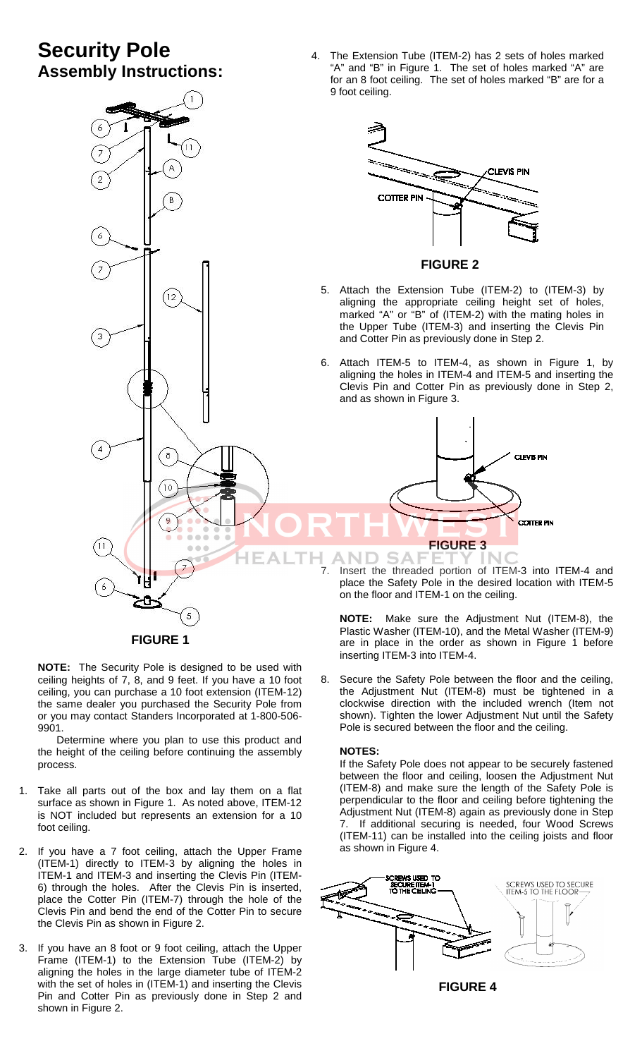# Security Pole
## Assembly Instructions:

**FIGURE 1**

**NOTE:** The Security Pole is designed to be used with ceiling heights of 7, 8, and 9 feet. If you have a 10 foot ceiling, you can purchase a 10 foot extension (ITEM-12) the same dealer you purchased the Security Pole from or you may contact Standers Incorporated at 1-800-506-9901.

Determine where you plan to use this product and the height of the ceiling before continuing the assembly process.

1. Take all parts out of the box and lay them on a flat surface as shown in Figure 1. As noted above, ITEM-12 is NOT included but represents an extension for a 10 foot ceiling.

2. If you have a 7 foot ceiling, attach the Upper Frame (ITEM-1) directly to ITEM-3 by aligning the holes in ITEM-1 and ITEM-3 and inserting the Clevis Pin (ITEM-6) through the holes. After the Clevis Pin is inserted, place the Cotter Pin (ITEM-7) through the hole of the Clevis Pin and bend the end of the Cotter Pin to secure the Clevis Pin as shown in Figure 2.

3. If you have an 8 foot or 9 foot ceiling, attach the Upper Frame (ITEM-1) to the Extension Tube (ITEM-2) by aligning the holes in the large diameter tube of ITEM-2 with the set of holes in (ITEM-1) and inserting the Clevis Pin and Cotter Pin as previously done in Step 2 and shown in Figure 2.

4. The Extension Tube (ITEM-2) has 2 sets of holes marked "A" and "B" in Figure 1. The set of holes marked "A" are for an 8 foot ceiling. The set of holes marked "B" are for a 9 foot ceiling.

**FIGURE 2**

5. Attach the Extension Tube (ITEM-2) to (ITEM-3) by aligning the appropriate ceiling height set of holes, marked "A" or "B" of (ITEM-2) with the mating holes in the Upper Tube (ITEM-3) and inserting the Clevis Pin and Cotter Pin as previously done in Step 2.

6. Attach ITEM-5 to ITEM-4, as shown in Figure 1, by aligning the holes in ITEM-4 and ITEM-5 and inserting the Clevis Pin and Cotter Pin as previously done in Step 2, and as shown in Figure 3.

**FIGURE 3**

7. Insert the threaded portion of ITEM-3 into ITEM-4 and place the Safety Pole in the desired location with ITEM-5 on the floor and ITEM-1 on the ceiling.

   **NOTE:** Make sure the Adjustment Nut (ITEM-8), the Plastic Washer (ITEM-10), and the Metal Washer (ITEM-9) are in place in the order as shown in Figure 1 before inserting ITEM-3 into ITEM-4.

8. Secure the Safety Pole between the floor and the ceiling, the Adjustment Nut (ITEM-8) must be tightened in a clockwise direction with the included wrench (Item not shown). Tighten the lower Adjustment Nut until the Safety Pole is secured between the floor and the ceiling.

   **NOTES:**

   If the Safety Pole does not appear to be securely fastened between the floor and ceiling, loosen the Adjustment Nut (ITEM-8) and make sure the length of the Safety Pole is perpendicular to the floor and ceiling before tightening the Adjustment Nut (ITEM-8) again as previously done in Step 7. If additional securing is needed, four Wood Screws (ITEM-11) can be installed into the ceiling joists and floor as shown in Figure 4.

**FIGURE 4**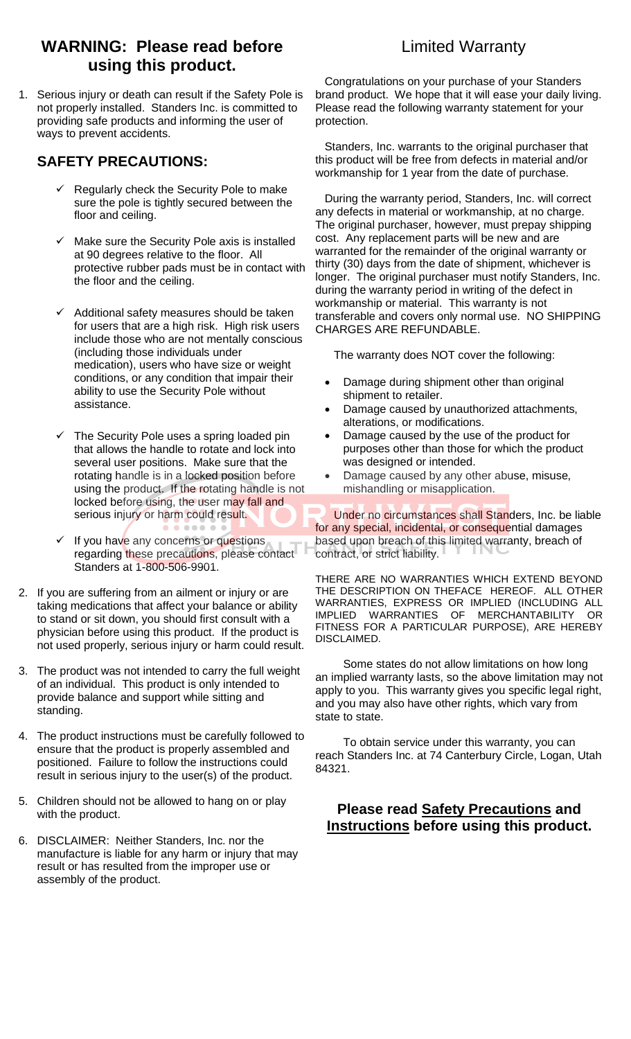## WARNING: Please read before using this product.

1. Serious injury or death can result if the Safety Pole is not properly installed. Standers Inc. is committed to providing safe products and informing the user of ways to prevent accidents.

### SAFETY PRECAUTIONS:

- ✓ Regularly check the Security Pole to make sure the pole is tightly secured between the floor and ceiling.
- ✓ Make sure the Security Pole axis is installed at 90 degrees relative to the floor. All protective rubber pads must be in contact with the floor and the ceiling.
- ✓ Additional safety measures should be taken for users that are a high risk. High risk users include those who are not mentally conscious (including those individuals under medication), users who have size or weight conditions, or any condition that impair their ability to use the Security Pole without assistance.
- ✓ The Security Pole uses a spring loaded pin that allows the handle to rotate and lock into several user positions. Make sure that the rotating handle is in a locked position before using the product. If the rotating handle is not locked before using, the user may fall and serious injury or harm could result.
- ✓ If you have any concerns or questions regarding these precautions, please contact Standers at 1-800-506-9901.

2. If you are suffering from an ailment or injury or are taking medications that affect your balance or ability to stand or sit down, you should first consult with a physician before using this product. If the product is not used properly, serious injury or harm could result.
3. The product was not intended to carry the full weight of an individual. This product is only intended to provide balance and support while sitting and standing.
4. The product instructions must be carefully followed to ensure that the product is properly assembled and positioned. Failure to follow the instructions could result in serious injury to the user(s) of the product.
5. Children should not be allowed to hang on or play with the product.
6. DISCLAIMER: Neither Standers, Inc. nor the manufacture is liable for any harm or injury that may result or has resulted from the improper use or assembly of the product.

## Limited Warranty

Congratulations on your purchase of your Standers brand product. We hope that it will ease your daily living. Please read the following warranty statement for your protection.

Standers, Inc. warrants to the original purchaser that this product will be free from defects in material and/or workmanship for 1 year from the date of purchase.

During the warranty period, Standers, Inc. will correct any defects in material or workmanship, at no charge. The original purchaser, however, must prepay shipping cost. Any replacement parts will be new and are warranted for the remainder of the original warranty or thirty (30) days from the date of shipment, whichever is longer. The original purchaser must notify Standers, Inc. during the warranty period in writing of the defect in workmanship or material. This warranty is not transferable and covers only normal use. NO SHIPPING CHARGES ARE REFUNDABLE.

The warranty does NOT cover the following:

- Damage during shipment other than original shipment to retailer.
- Damage caused by unauthorized attachments, alterations, or modifications.
- Damage caused by the use of the product for purposes other than those for which the product was designed or intended.
- Damage caused by any other abuse, misuse, mishandling or misapplication.

Under no circumstances shall Standers, Inc. be liable for any special, incidental, or consequential damages based upon breach of this limited warranty, breach of contract, or strict liability.

THERE ARE NO WARRANTIES WHICH EXTEND BEYOND THE DESCRIPTION ON THEFACE HEREOF. ALL OTHER WARRANTIES, EXPRESS OR IMPLIED (INCLUDING ALL IMPLIED WARRANTIES OF MERCHANTABILITY OR FITNESS FOR A PARTICULAR PURPOSE), ARE HEREBY DISCLAIMED.

Some states do not allow limitations on how long an implied warranty lasts, so the above limitation may not apply to you. This warranty gives you specific legal right, and you may also have other rights, which vary from state to state.

To obtain service under this warranty, you can reach Standers Inc. at 74 Canterbury Circle, Logan, Utah 84321.

**Please read Safety Precautions and Instructions before using this product.**